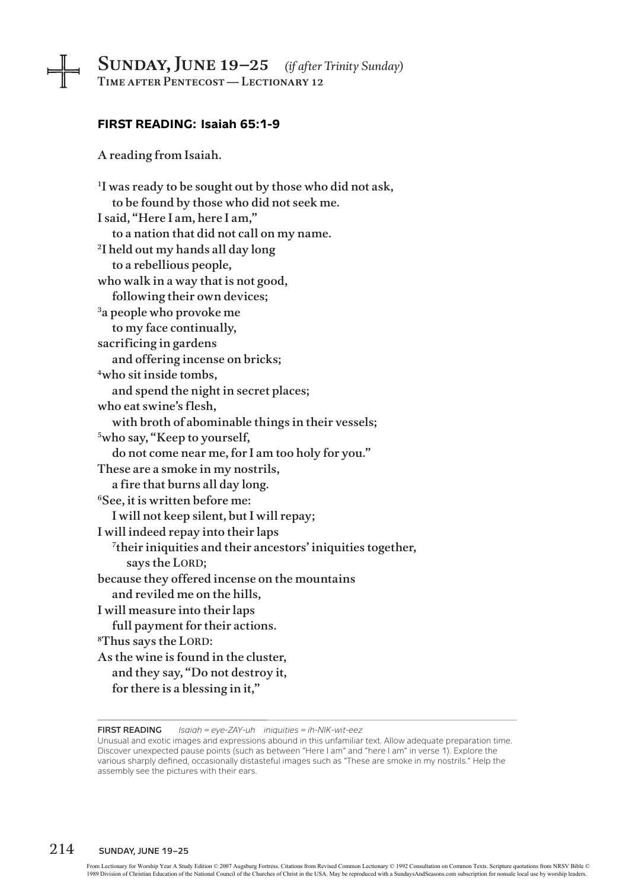# Sunday, June 19–25 *(if after Trinity Sunday)*

## Time after Pentecost — Lectionary 12

### FIRST READING: Isaiah 65:1-9

A reading from Isaiah.

[1]I was ready to be sought out by those who did not ask,
to be found by those who did not seek me.
I said, "Here I am, here I am,"
to a nation that did not call on my name.
[2]I held out my hands all day long
to a rebellious people,
who walk in a way that is not good,
following their own devices;
[3]a people who provoke me
to my face continually,
sacrificing in gardens
and offering incense on bricks;
[4]who sit inside tombs,
and spend the night in secret places;
who eat swine's flesh,
with broth of abominable things in their vessels;
[5]who say, "Keep to yourself,
do not come near me, for I am too holy for you."
These are a smoke in my nostrils,
a fire that burns all day long.
[6]See, it is written before me:
I will not keep silent, but I will repay;
I will indeed repay into their laps
[7]their iniquities and their ancestors' iniquities together,
says the LORD;
because they offered incense on the mountains
and reviled me on the hills,
I will measure into their laps
full payment for their actions.
[8]Thus says the LORD:
As the wine is found in the cluster,
and they say, "Do not destroy it,
for there is a blessing in it,"

---

**FIRST READING** *Isaiah = eye-ZAY-uh iniquities = ih-NIK-wit-eez*

Unusual and exotic images and expressions abound in this unfamiliar text. Allow adequate preparation time. Discover unexpected pause points (such as between "Here I am" and "here I am" in verse 1). Explore the various sharply defined, occasionally distasteful images such as "These are smoke in my nostrils." Help the assembly see the pictures with their ears.

From Lectionary for Worship Year A Study Edition © 2007 Augsburg Fortress. Citations from Revised Common Lectionary © 1992 Consultation on Common Texts. Scripture quotations from NRSV Bible © 1989 Division of Christian Education of the National Council of the Churches of Christ in the USA. May be reproduced with a SundaysAndSeasons.com subscription for nonsale local use by worship leaders.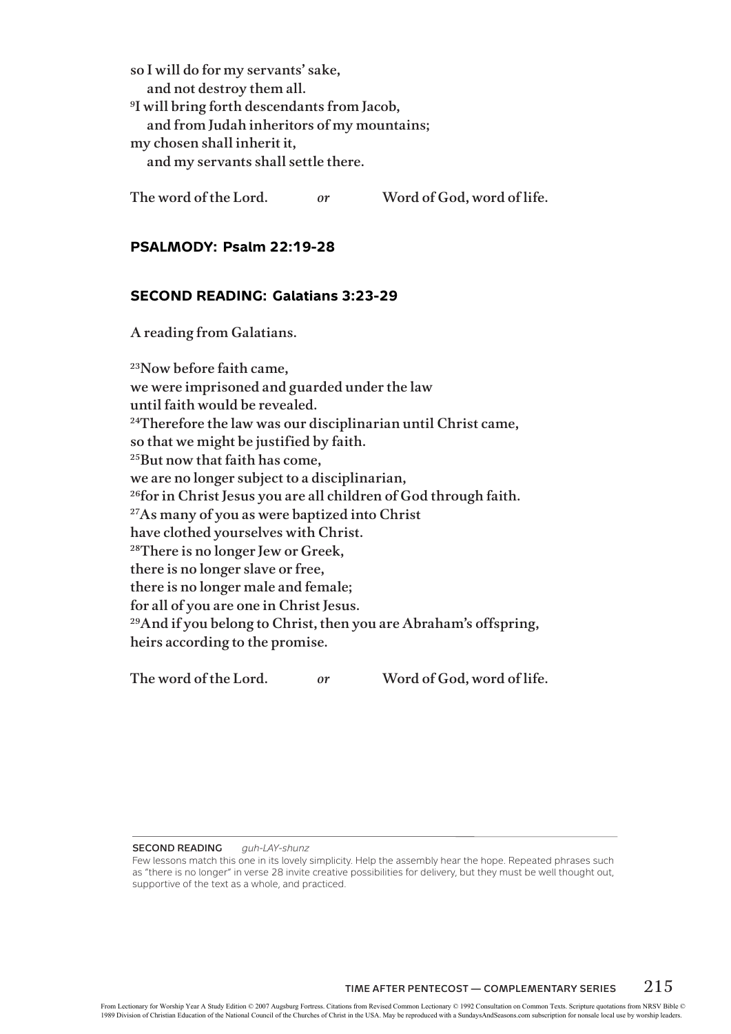so I will do for my servants' sake,
 and not destroy them all.
[9]I will bring forth descendants from Jacob,
 and from Judah inheritors of my mountains;
my chosen shall inherit it,
 and my servants shall settle there.

The word of the Lord. *or* Word of God, word of life.

### PSALMODY: Psalm 22:19-28

### SECOND READING: Galatians 3:23-29

A reading from Galatians.

[23]Now before faith came,
we were imprisoned and guarded under the law
until faith would be revealed.
[24]Therefore the law was our disciplinarian until Christ came,
so that we might be justified by faith.
[25]But now that faith has come,
we are no longer subject to a disciplinarian,
[26]for in Christ Jesus you are all children of God through faith.
[27]As many of you as were baptized into Christ
have clothed yourselves with Christ.
[28]There is no longer Jew or Greek,
there is no longer slave or free,
there is no longer male and female;
for all of you are one in Christ Jesus.
[29]And if you belong to Christ, then you are Abraham's offspring,
heirs according to the promise.

The word of the Lord. *or* Word of God, word of life.

---

**SECOND READING** *guh-LAY-shunz*

Few lessons match this one in its lovely simplicity. Help the assembly hear the hope. Repeated phrases such as "there is no longer" in verse 28 invite creative possibilities for delivery, but they must be well thought out, supportive of the text as a whole, and practiced.

From Lectionary for Worship Year A Study Edition © 2007 Augsburg Fortress. Citations from Revised Common Lectionary © 1992 Consultation on Common Texts. Scripture quotations from NRSV Bible © 1989 Division of Christian Education of the National Council of the Churches of Christ in the USA. May be reproduced with a SundaysAndSeasons.com subscription for nonsale local use by worship leaders.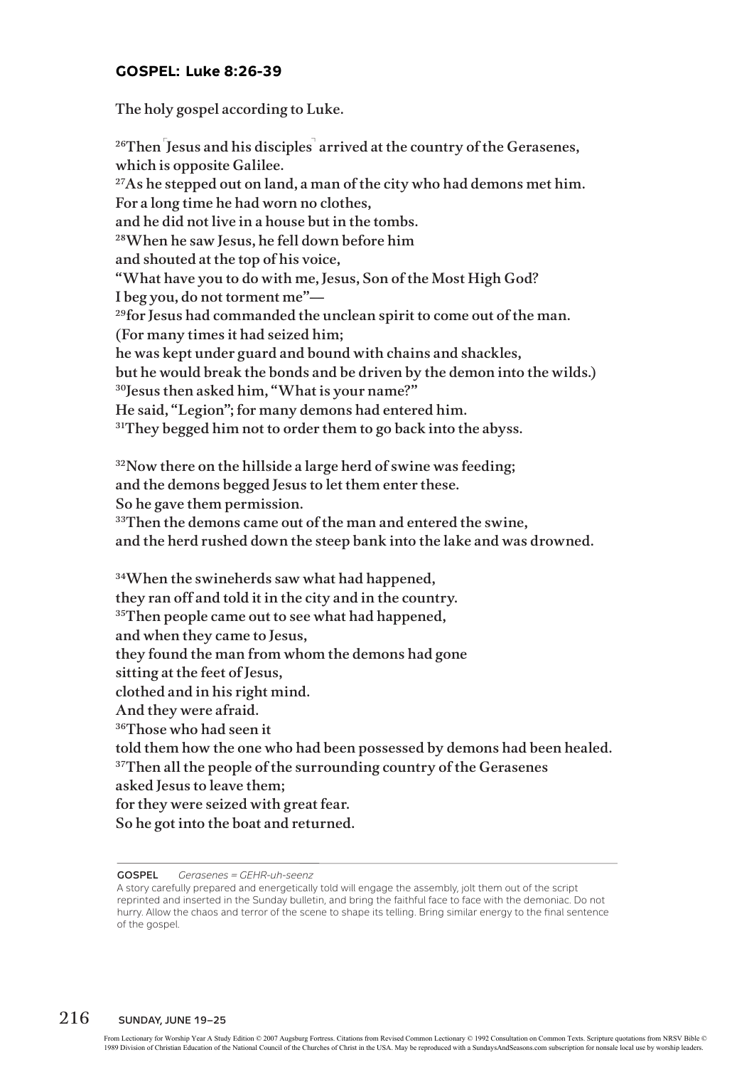### GOSPEL: Luke 8:26-39

The holy gospel according to Luke.

[26]Then ⌜Jesus and his disciples⌝ arrived at the country of the Gerasenes,
which is opposite Galilee.
[27]As he stepped out on land, a man of the city who had demons met him.
For a long time he had worn no clothes,
and he did not live in a house but in the tombs.
[28]When he saw Jesus, he fell down before him
and shouted at the top of his voice,
"What have you to do with me, Jesus, Son of the Most High God?
I beg you, do not torment me"—
[29]for Jesus had commanded the unclean spirit to come out of the man.
(For many times it had seized him;
he was kept under guard and bound with chains and shackles,
but he would break the bonds and be driven by the demon into the wilds.)
[30]Jesus then asked him, "What is your name?"
He said, "Legion"; for many demons had entered him.
[31]They begged him not to order them to go back into the abyss.

[32]Now there on the hillside a large herd of swine was feeding;
and the demons begged Jesus to let them enter these.
So he gave them permission.
[33]Then the demons came out of the man and entered the swine,
and the herd rushed down the steep bank into the lake and was drowned.

[34]When the swineherds saw what had happened,
they ran off and told it in the city and in the country.
[35]Then people came out to see what had happened,
and when they came to Jesus,
they found the man from whom the demons had gone
sitting at the feet of Jesus,
clothed and in his right mind.
And they were afraid.
[36]Those who had seen it
told them how the one who had been possessed by demons had been healed.
[37]Then all the people of the surrounding country of the Gerasenes
asked Jesus to leave them;
for they were seized with great fear.
So he got into the boat and returned.

---

**GOSPEL** *Gerasenes = GEHR-uh-seenz*

A story carefully prepared and energetically told will engage the assembly, jolt them out of the script reprinted and inserted in the Sunday bulletin, and bring the faithful face to face with the demoniac. Do not hurry. Allow the chaos and terror of the scene to shape its telling. Bring similar energy to the final sentence of the gospel.

From Lectionary for Worship Year A Study Edition © 2007 Augsburg Fortress. Citations from Revised Common Lectionary © 1992 Consultation on Common Texts. Scripture quotations from NRSV Bible © 1989 Division of Christian Education of the National Council of the Churches of Christ in the USA. May be reproduced with a SundaysAndSeasons.com subscription for nonsale local use by worship leaders.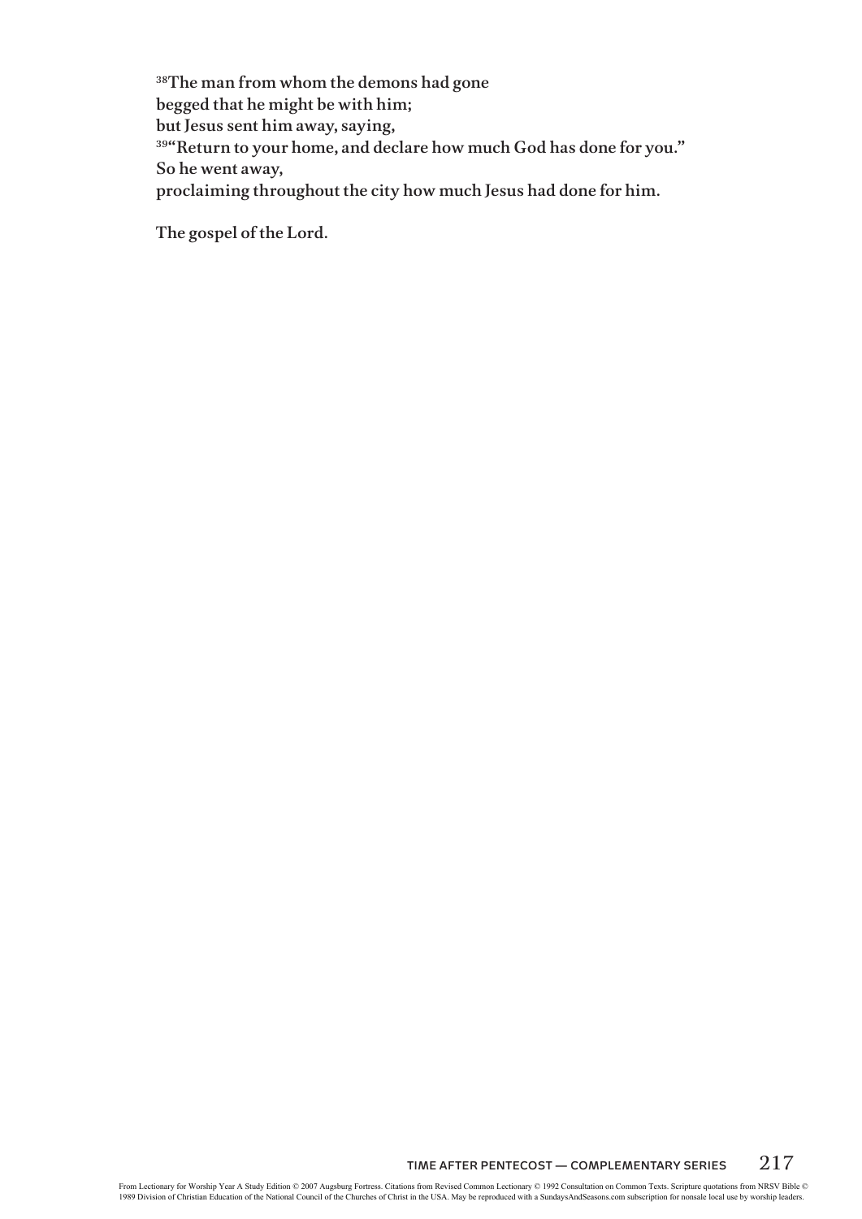[38]The man from whom the demons had gone
begged that he might be with him;
but Jesus sent him away, saying,
[39]"Return to your home, and declare how much God has done for you."
So he went away,
proclaiming throughout the city how much Jesus had done for him.

The gospel of the Lord.

From Lectionary for Worship Year A Study Edition © 2007 Augsburg Fortress. Citations from Revised Common Lectionary © 1992 Consultation on Common Texts. Scripture quotations from NRSV Bible © 1989 Division of Christian Education of the National Council of the Churches of Christ in the USA. May be reproduced with a SundaysAndSeasons.com subscription for nonsale local use by worship leaders.